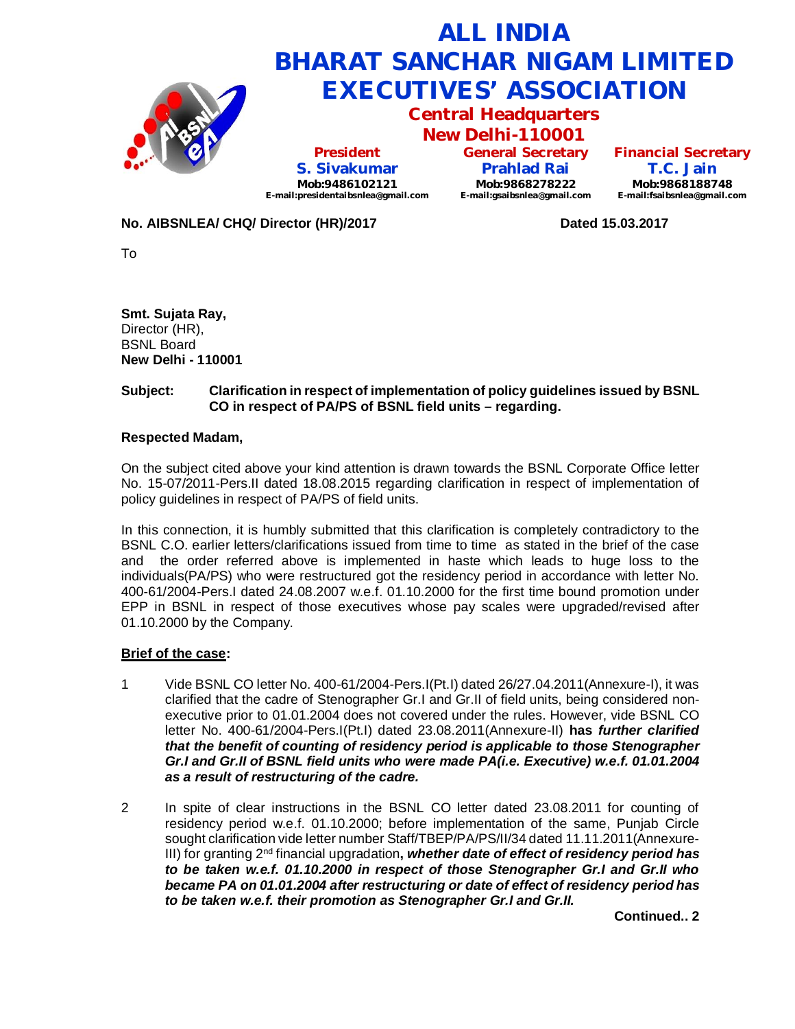# ALL INDIA BHARAT SANCHAR NIGAM LIMITED EXECUTIVES' ASSOCIATION

## Central Headquarters
## New Delhi-110001

| President | General Secretary | Financial Secretary |
|---|---|---|
| **S. Sivakumar** | **Prahlad Rai** | **T.C. Jain** |
| Mob:9486102121 | Mob:9868278222 | Mob:9868188748 |
| E-mail:presidentaibsnlea@gmail.com | E-mail:gsaibsnlea@gmail.com | E-mail:fsaibsnlea@gmail.com |

**No. AIBSNLEA/ CHQ/ Director (HR)/2017** **Dated 15.03.2017**

To

**Smt. Sujata Ray,**
Director (HR),
BSNL Board
**New Delhi - 110001**

**Subject: Clarification in respect of implementation of policy guidelines issued by BSNL CO in respect of PA/PS of BSNL field units – regarding.**

**Respected Madam,**

On the subject cited above your kind attention is drawn towards the BSNL Corporate Office letter No. 15-07/2011-Pers.II dated 18.08.2015 regarding clarification in respect of implementation of policy guidelines in respect of PA/PS of field units.

In this connection, it is humbly submitted that this clarification is completely contradictory to the BSNL C.O. earlier letters/clarifications issued from time to time as stated in the brief of the case and the order referred above is implemented in haste which leads to huge loss to the individuals(PA/PS) who were restructured got the residency period in accordance with letter No. 400-61/2004-Pers.I dated 24.08.2007 w.e.f. 01.10.2000 for the first time bound promotion under EPP in BSNL in respect of those executives whose pay scales were upgraded/revised after 01.10.2000 by the Company.

**<u>Brief of the case</u>:**

1. Vide BSNL CO letter No. 400-61/2004-Pers.I(Pt.I) dated 26/27.04.2011(Annexure-I), it was clarified that the cadre of Stenographer Gr.I and Gr.II of field units, being considered non-executive prior to 01.01.2004 does not covered under the rules. However, vide BSNL CO letter No. 400-61/2004-Pers.I(Pt.I) dated 23.08.2011(Annexure-II) **has *further clarified that the benefit of counting of residency period is applicable to those Stenographer Gr.I and Gr.II of BSNL field units who were made PA(i.e. Executive) w.e.f. 01.01.2004 as a result of restructuring of the cadre.***

2. In spite of clear instructions in the BSNL CO letter dated 23.08.2011 for counting of residency period w.e.f. 01.10.2000; before implementation of the same, Punjab Circle sought clarification vide letter number Staff/TBEP/PA/PS/II/34 dated 11.11.2011(Annexure-III) for granting 2nd financial upgradation**, *whether date of effect of residency period has to be taken w.e.f. 01.10.2000 in respect of those Stenographer Gr.I and Gr.II who became PA on 01.01.2004 after restructuring or date of effect of residency period has to be taken w.e.f. their promotion as Stenographer Gr.I and Gr.II.***

**Continued.. 2**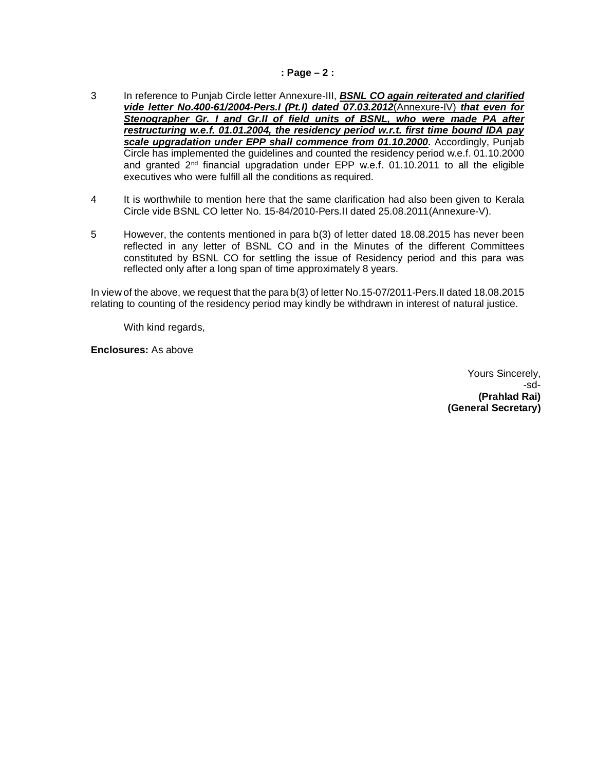3. In reference to Punjab Circle letter Annexure-III, ***BSNL CO again reiterated and clarified vide letter No.400-61/2004-Pers.I (Pt.I) dated 07.03.2012***(Annexure-IV) ***that even for Stenographer Gr. I and Gr.II of field units of BSNL, who were made PA after restructuring w.e.f. 01.01.2004, the residency period w.r.t. first time bound IDA pay scale upgradation under EPP shall commence from 01.10.2000.*** Accordingly, Punjab Circle has implemented the guidelines and counted the residency period w.e.f. 01.10.2000 and granted 2nd financial upgradation under EPP w.e.f. 01.10.2011 to all the eligible executives who were fulfill all the conditions as required.

4. It is worthwhile to mention here that the same clarification had also been given to Kerala Circle vide BSNL CO letter No. 15-84/2010-Pers.II dated 25.08.2011(Annexure-V).

5. However, the contents mentioned in para b(3) of letter dated 18.08.2015 has never been reflected in any letter of BSNL CO and in the Minutes of the different Committees constituted by BSNL CO for settling the issue of Residency period and this para was reflected only after a long span of time approximately 8 years.

In view of the above, we request that the para b(3) of letter No.15-07/2011-Pers.II dated 18.08.2015 relating to counting of the residency period may kindly be withdrawn in interest of natural justice.

With kind regards,

**Enclosures:** As above

Yours Sincerely,
-sd-
**(Prahlad Rai)**
**(General Secretary)**